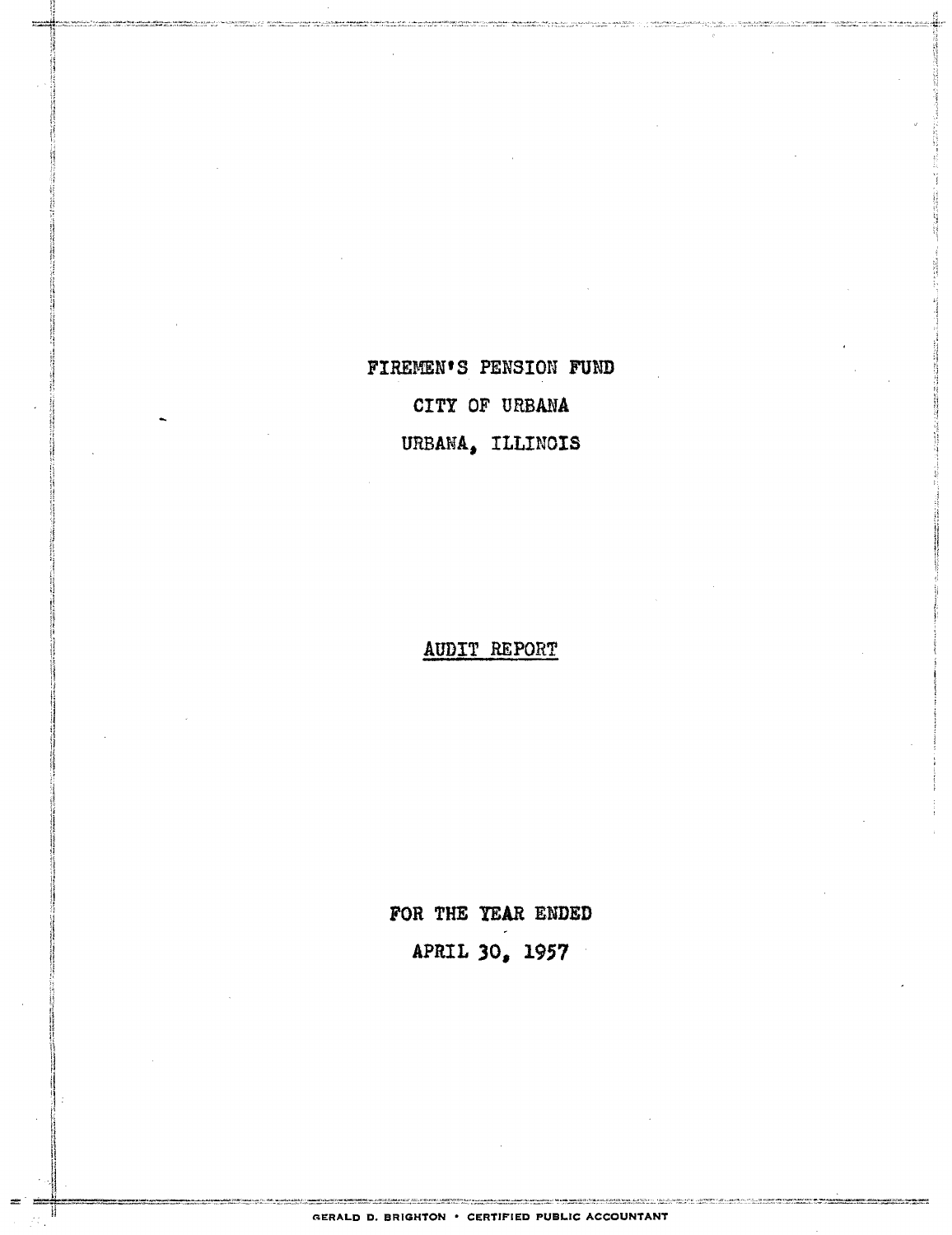# FIREMEN'S PENSION FUND

# CITY OF URBANA

# URBANA, ILLINOIS

## AUDIT REPORT

FOR THE YEAR ENDED

APRIL 30, 1957

GERALD D. BRIGHTON • CERTIFIED PUBLIC ACCOUNTANT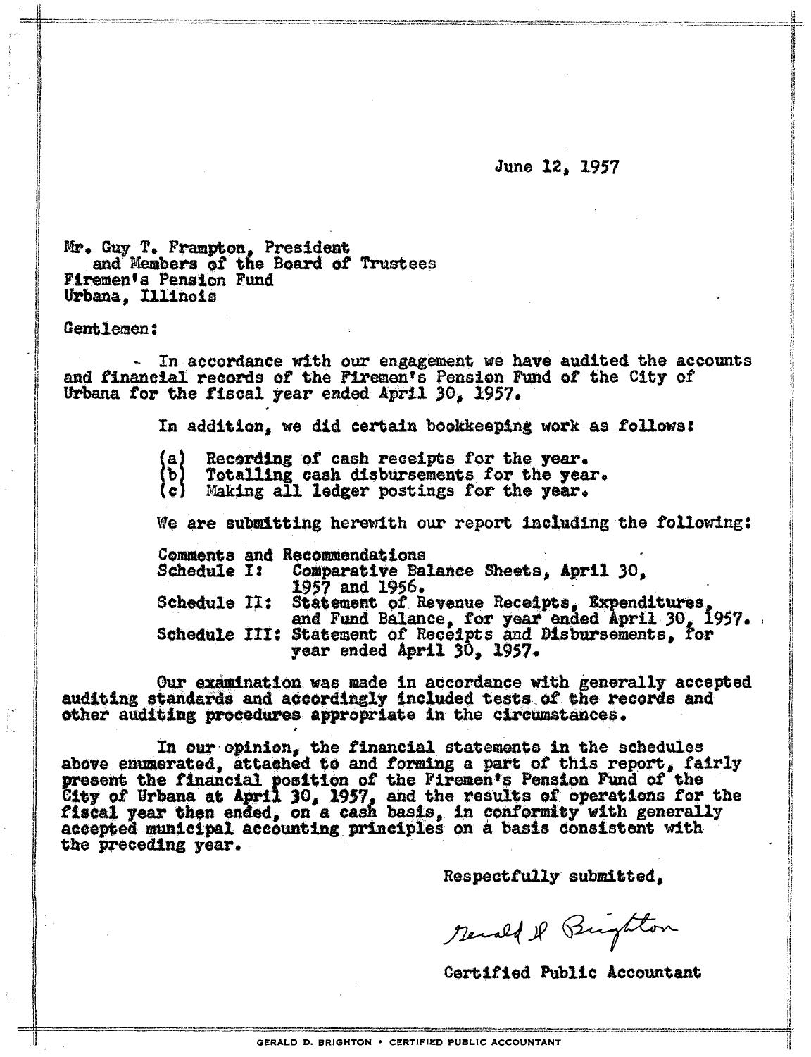June 12, 1957

Mr. Guy T. Frampton, President
and Members of the Board of Trustees
Firemen's Pension Fund
Urbana, Illinois

Gentlemen:

In accordance with our engagement we have audited the accounts and financial records of the Firemen's Pension Fund of the City of Urbana for the fiscal year ended April 30, 1957.

In addition, we did certain bookkeeping work as follows:

(a) Recording of cash receipts for the year.
(b) Totalling cash disbursements for the year.
(c) Making all ledger postings for the year.

We are submitting herewith our report including the following:

Comments and Recommendations
Schedule I: Comparative Balance Sheets, April 30, 1957 and 1956.
Schedule II: Statement of Revenue Receipts, Expenditures, and Fund Balance, for year ended April 30, 1957.
Schedule III: Statement of Receipts and Disbursements, for year ended April 30, 1957.

Our examination was made in accordance with generally accepted auditing standards and accordingly included tests of the records and other auditing procedures appropriate in the circumstances.

In our opinion, the financial statements in the schedules above enumerated, attached to and forming a part of this report, fairly present the financial position of the Firemen's Pension Fund of the City of Urbana at April 30, 1957, and the results of operations for the fiscal year then ended, on a cash basis, in conformity with generally accepted municipal accounting principles on a basis consistent with the preceding year.

Respectfully submitted,

Gerald D. Brighton

Certified Public Accountant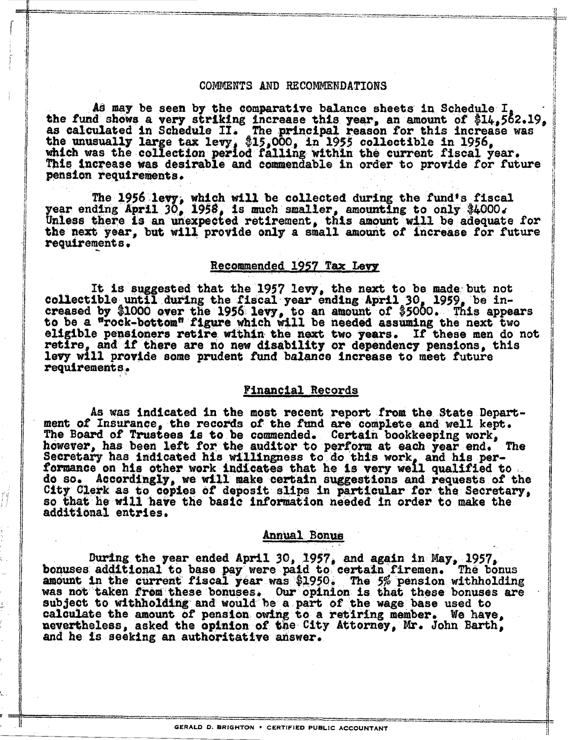# COMMENTS AND RECOMMENDATIONS

As may be seen by the comparative balance sheets in Schedule I, the fund shows a very striking increase this year, an amount of $14,562.19, as calculated in Schedule II. The principal reason for this increase was the unusually large tax levy, $15,000, in 1955 collectible in 1956, which was the collection period falling within the current fiscal year. This increase was desirable and commendable in order to provide for future pension requirements.

The 1956 levy, which will be collected during the fund's fiscal year ending April 30, 1958, is much smaller, amounting to only $4000. Unless there is an unexpected retirement, this amount will be adequate for the next year, but will provide only a small amount of increase for future requirements.

## Recommended 1957 Tax Levy

It is suggested that the 1957 levy, the next to be made but not collectible until during the fiscal year ending April 30, 1959, be increased by $1000 over the 1956 levy, to an amount of $5000. This appears to be a "rock-bottom" figure which will be needed assuming the next two eligible pensioners retire within the next two years. If these men do not retire, and if there are no new disability or dependency pensions, this levy will provide some prudent fund balance increase to meet future requirements.

## Financial Records

As was indicated in the most recent report from the State Department of Insurance, the records of the fund are complete and well kept. The Board of Trustees is to be commended. Certain bookkeeping work, however, has been left for the auditor to perform at each year end. The Secretary has indicated his willingness to do this work, and his performance on his other work indicates that he is very well qualified to do so. Accordingly, we will make certain suggestions and requests of the City Clerk as to copies of deposit slips in particular for the Secretary, so that he will have the basic information needed in order to make the additional entries.

## Annual Bonus

During the year ended April 30, 1957, and again in May, 1957, bonuses additional to base pay were paid to certain firemen. The bonus amount in the current fiscal year was $1950. The 5% pension withholding was not taken from these bonuses. Our opinion is that these bonuses are subject to withholding and would be a part of the wage base used to calculate the amount of pension owing to a retiring member. We have, nevertheless, asked the opinion of the City Attorney, Mr. John Barth, and he is seeking an authoritative answer.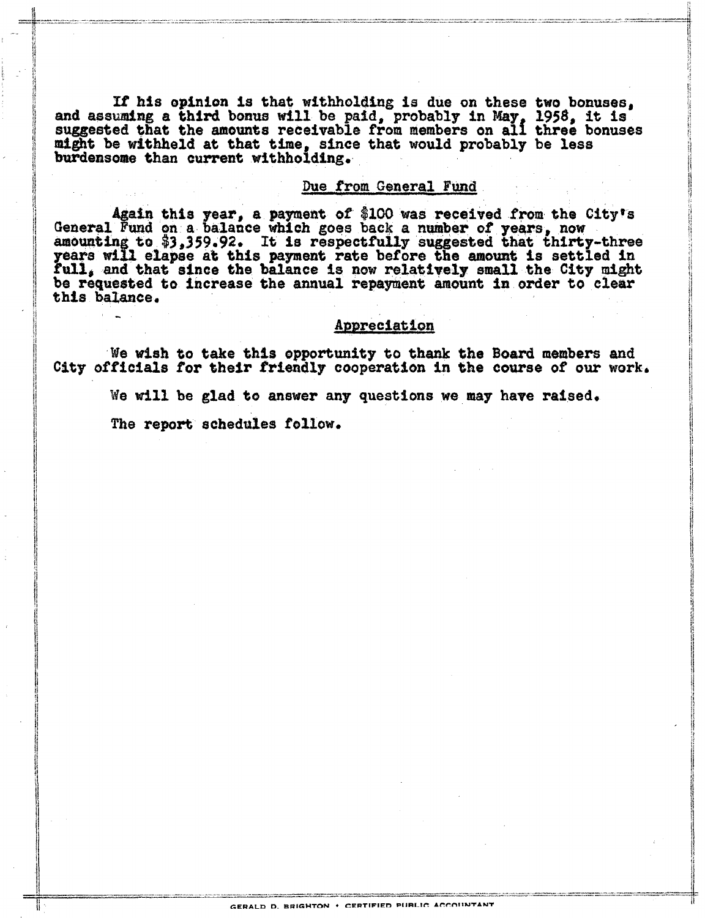If his opinion is that withholding is due on these two bonuses, and assuming a third bonus will be paid, probably in May, 1958, it is suggested that the amounts receivable from members on all three bonuses might be withheld at that time, since that would probably be less burdensome than current withholding.

## Due from General Fund

Again this year, a payment of $100 was received from the City's General Fund on a balance which goes back a number of years, now amounting to $3,359.92. It is respectfully suggested that thirty-three years will elapse at this payment rate before the amount is settled in full, and that since the balance is now relatively small the City might be requested to increase the annual repayment amount in order to clear this balance.

## Appreciation

We wish to take this opportunity to thank the Board members and City officials for their friendly cooperation in the course of our work.

We will be glad to answer any questions we may have raised.

The report schedules follow.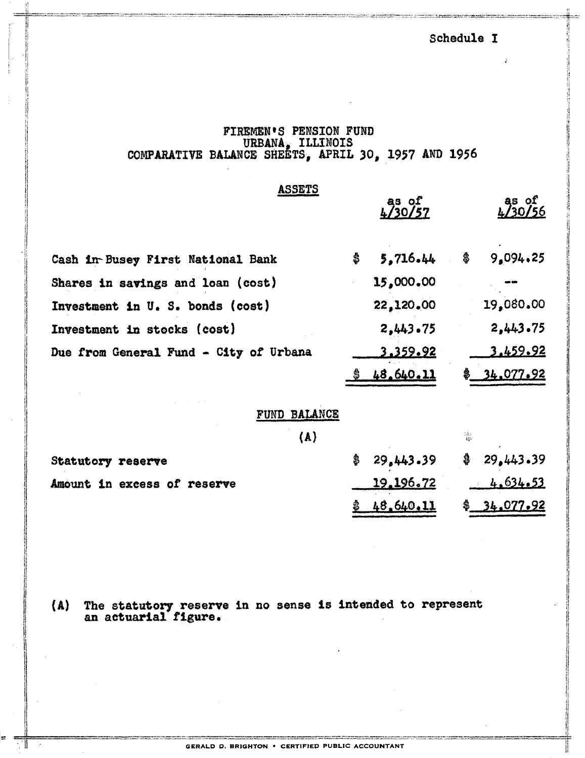Schedule I

# FIREMEN'S PENSION FUND
## URBANA, ILLINOIS
## COMPARATIVE BALANCE SHEETS, APRIL 30, 1957 AND 1956

| ASSETS | as of 4/30/57 | as of 4/30/56 |
|---|---|---|
| Cash in Busey First National Bank | $ 5,716.44 | $ 9,094.25 |
| Shares in savings and loan (cost) | 15,000.00 | -- |
| Investment in U. S. bonds (cost) | 22,120.00 | 19,080.00 |
| Investment in stocks (cost) | 2,443.75 | 2,443.75 |
| Due from General Fund - City of Urbana | 3,359.92 | 3,459.92 |
| | $ 48,640.11 | $ 34,077.92 |

| FUND BALANCE (A) | | |
|---|---|---|
| Statutory reserve | $ 29,443.39 | $ 29,443.39 |
| Amount in excess of reserve | 19,196.72 | 4,634.53 |
| | $ 48,640.11 | $ 34,077.92 |

(A) The statutory reserve in no sense is intended to represent an actuarial figure.

GERALD D. BRIGHTON • CERTIFIED PUBLIC ACCOUNTANT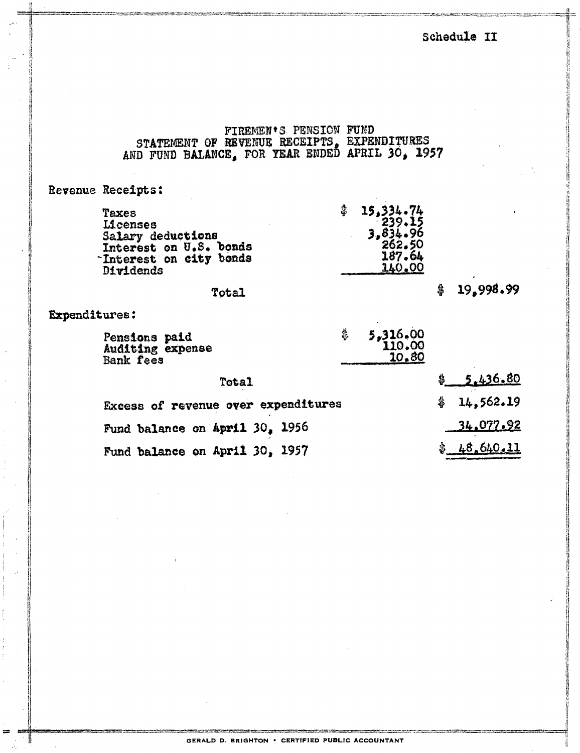Schedule II

# FIREMEN'S PENSION FUND
## STATEMENT OF REVENUE RECEIPTS, EXPENDITURES AND FUND BALANCE, FOR YEAR ENDED APRIL 30, 1957

| | | |
|---|---|---|
| **Revenue Receipts:** | | |
| Taxes | $ 15,334.74 | |
| Licenses | 239.15 | |
| Salary deductions | 3,834.96 | |
| Interest on U.S. bonds | 262.50 | |
| Interest on city bonds | 187.64 | |
| Dividends | 140.00 | |
| Total | | $ 19,998.99 |
| **Expenditures:** | | |
| Pensions paid | $ 5,316.00 | |
| Auditing expense | 110.00 | |
| Bank fees | 10.80 | |
| Total | | $ 5,436.80 |
| Excess of revenue over expenditures | | $ 14,562.19 |
| Fund balance on April 30, 1956 | | 34,077.92 |
| Fund balance on April 30, 1957 | | $ 48,640.11 |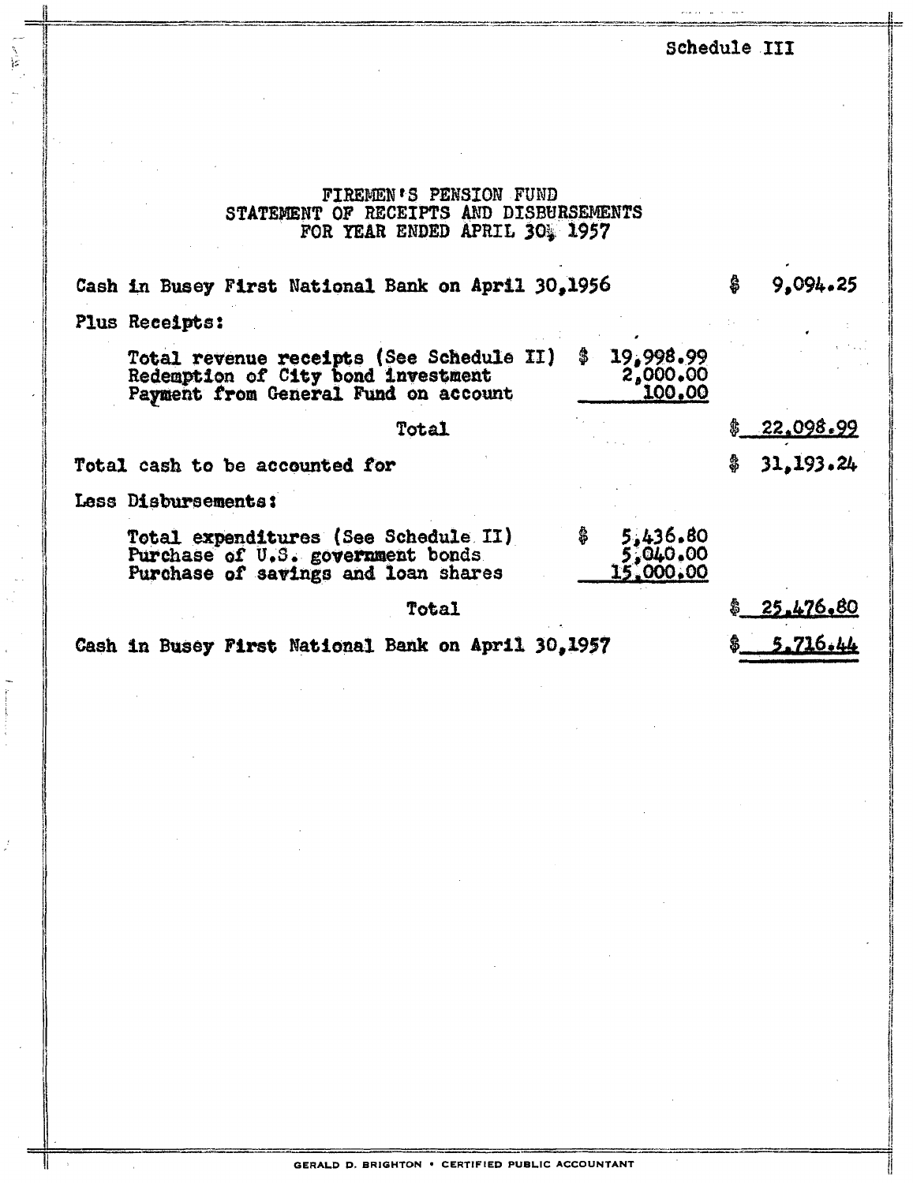Schedule III

# FIREMEN'S PENSION FUND
## STATEMENT OF RECEIPTS AND DISBURSEMENTS
## FOR YEAR ENDED APRIL 30, 1957

| | | |
|---|---|---|
| Cash in Busey First National Bank on April 30,1956 | | $ 9,094.25 |
| Plus Receipts: | | |
| Total revenue receipts (See Schedule II) | $ 19,998.99 | |
| Redemption of City bond investment | 2,000.00 | |
| Payment from General Fund on account | 100.00 | |
| Total | | $ 22,098.99 |
| Total cash to be accounted for | | $ 31,193.24 |
| Less Disbursements: | | |
| Total expenditures (See Schedule II) | $ 5,436.80 | |
| Purchase of U.S. government bonds | 5,040.00 | |
| Purchase of savings and loan shares | 15,000.00 | |
| Total | | $ 25,476.80 |
| Cash in Busey First National Bank on April 30,1957 | | $ 5,716.44 |

GERALD D. BRIGHTON • CERTIFIED PUBLIC ACCOUNTANT